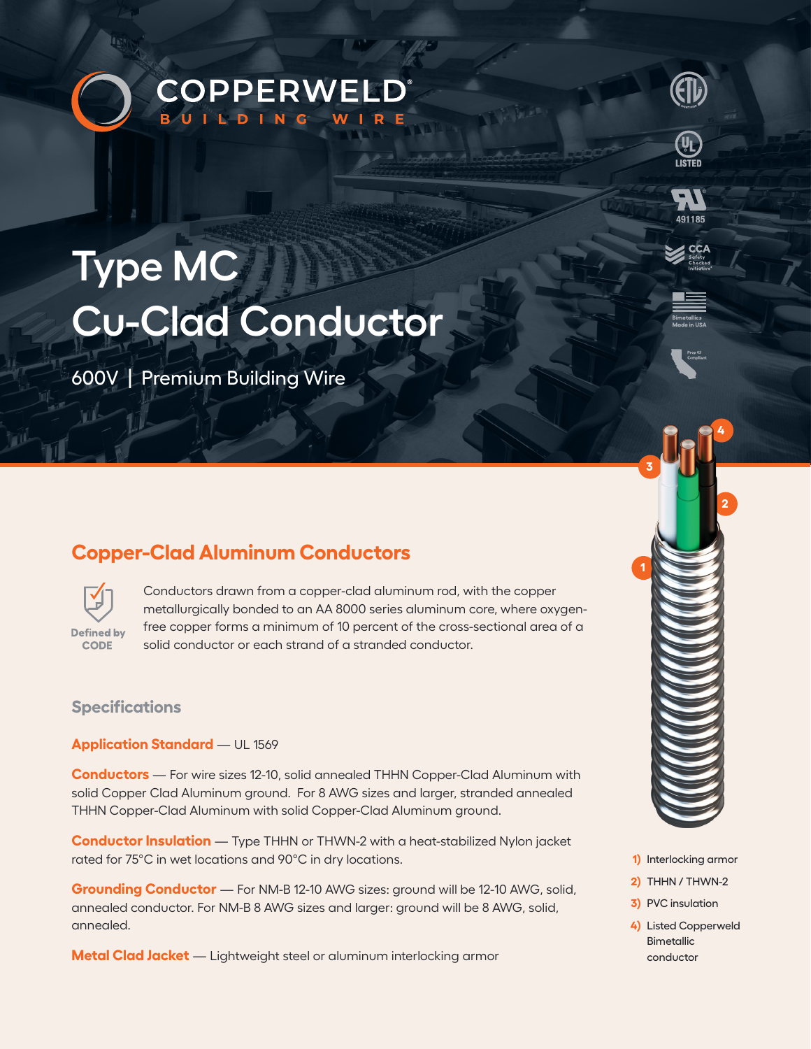COPPERWELD®

BUILDING WIRE

# Type MC Cu-Clad Conductor

600V | Premium Building Wire

## Copper-Clad Aluminum Conductors

Defined by CODE

Conductors drawn from a copper-clad aluminum rod, with the copper metallurgically bonded to an AA 8000 series aluminum core, where oxygen-free copper forms a minimum of 10 percent of the cross-sectional area of a solid conductor or each strand of a stranded conductor.

### Specifications

**Application Standard** — UL 1569

**Conductors** — For wire sizes 12-10, solid annealed THHN Copper-Clad Aluminum with solid Copper Clad Aluminum ground. For 8 AWG sizes and larger, stranded annealed THHN Copper-Clad Aluminum with solid Copper-Clad Aluminum ground.

**Conductor Insulation** — Type THHN or THWN-2 with a heat-stabilized Nylon jacket rated for 75°C in wet locations and 90°C in dry locations.

**Grounding Conductor** — For NM-B 12-10 AWG sizes: ground will be 12-10 AWG, solid, annealed conductor. For NM-B 8 AWG sizes and larger: ground will be 8 AWG, solid, annealed.

**Metal Clad Jacket** — Lightweight steel or aluminum interlocking armor

1) Interlocking armor
2) THHN / THWN-2
3) PVC insulation
4) Listed Copperweld Bimetallic conductor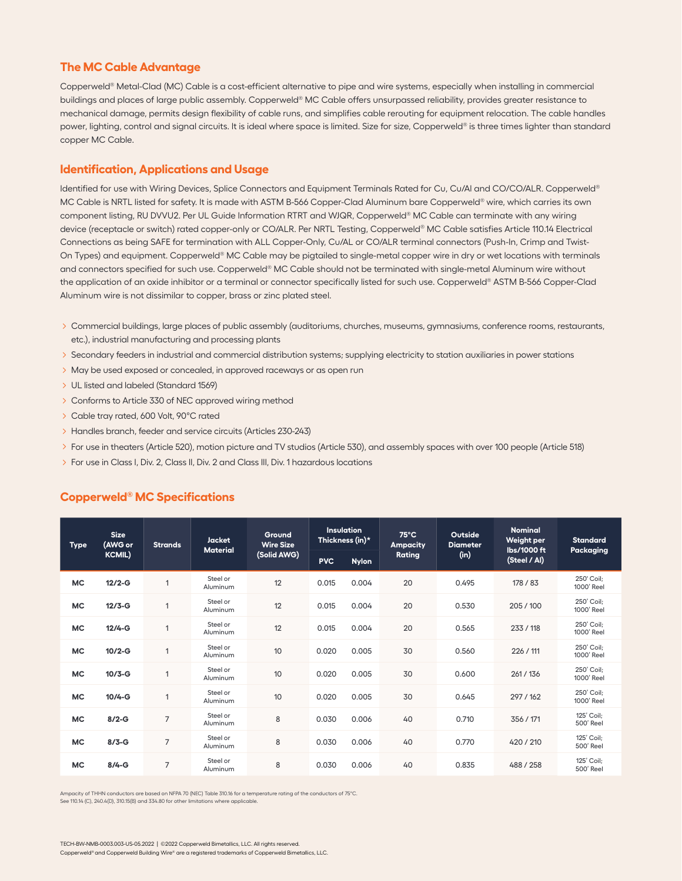## The MC Cable Advantage

Copperweld® Metal-Clad (MC) Cable is a cost-efficient alternative to pipe and wire systems, especially when installing in commercial buildings and places of large public assembly. Copperweld® MC Cable offers unsurpassed reliability, provides greater resistance to mechanical damage, permits design flexibility of cable runs, and simplifies cable rerouting for equipment relocation. The cable handles power, lighting, control and signal circuits. It is ideal where space is limited. Size for size, Copperweld® is three times lighter than standard copper MC Cable.

## Identification, Applications and Usage

Identified for use with Wiring Devices, Splice Connectors and Equipment Terminals Rated for Cu, Cu/Al and CO/CO/ALR. Copperweld® MC Cable is NRTL listed for safety. It is made with ASTM B-566 Copper-Clad Aluminum bare Copperweld® wire, which carries its own component listing, RU DVVU2. Per UL Guide Information RTRT and WJQR, Copperweld® MC Cable can terminate with any wiring device (receptacle or switch) rated copper-only or CO/ALR. Per NRTL Testing, Copperweld® MC Cable satisfies Article 110.14 Electrical Connections as being SAFE for termination with ALL Copper-Only, Cu/AL or CO/ALR terminal connectors (Push-In, Crimp and Twist-On Types) and equipment. Copperweld® MC Cable may be pigtailed to single-metal copper wire in dry or wet locations with terminals and connectors specified for such use. Copperweld® MC Cable should not be terminated with single-metal Aluminum wire without the application of an oxide inhibitor or a terminal or connector specifically listed for such use. Copperweld® ASTM B-566 Copper-Clad Aluminum wire is not dissimilar to copper, brass or zinc plated steel.

- Commercial buildings, large places of public assembly (auditoriums, churches, museums, gymnasiums, conference rooms, restaurants, etc.), industrial manufacturing and processing plants
- Secondary feeders in industrial and commercial distribution systems; supplying electricity to station auxiliaries in power stations
- May be used exposed or concealed, in approved raceways or as open run
- UL listed and labeled (Standard 1569)
- Conforms to Article 330 of NEC approved wiring method
- Cable tray rated, 600 Volt, 90°C rated
- Handles branch, feeder and service circuits (Articles 230-243)
- For use in theaters (Article 520), motion picture and TV studios (Article 530), and assembly spaces with over 100 people (Article 518)
- For use in Class I, Div. 2, Class II, Div. 2 and Class III, Div. 1 hazardous locations

## Copperweld® MC Specifications

| Type | Size (AWG or KCMIL) | Strands | Jacket Material | Ground Wire Size (Solid AWG) | Insulation Thickness (in)* | | 75°C Ampacity Rating | Outside Diameter (in) | Nominal Weight per lbs/1000 ft (Steel / Al) | Standard Packaging |
|---|---|---|---|---|---|---|---|---|---|---|
| | | | | | PVC | Nylon | | | | |
| MC | 12/2-G | 1 | Steel or Aluminum | 12 | 0.015 | 0.004 | 20 | 0.495 | 178 / 83 | 250' Coil; 1000' Reel |
| MC | 12/3-G | 1 | Steel or Aluminum | 12 | 0.015 | 0.004 | 20 | 0.530 | 205 / 100 | 250' Coil; 1000' Reel |
| MC | 12/4-G | 1 | Steel or Aluminum | 12 | 0.015 | 0.004 | 20 | 0.565 | 233 / 118 | 250' Coil; 1000' Reel |
| MC | 10/2-G | 1 | Steel or Aluminum | 10 | 0.020 | 0.005 | 30 | 0.560 | 226 / 111 | 250' Coil; 1000' Reel |
| MC | 10/3-G | 1 | Steel or Aluminum | 10 | 0.020 | 0.005 | 30 | 0.600 | 261 / 136 | 250' Coil; 1000' Reel |
| MC | 10/4-G | 1 | Steel or Aluminum | 10 | 0.020 | 0.005 | 30 | 0.645 | 297 / 162 | 250' Coil; 1000' Reel |
| MC | 8/2-G | 7 | Steel or Aluminum | 8 | 0.030 | 0.006 | 40 | 0.710 | 356 / 171 | 125' Coil; 500' Reel |
| MC | 8/3-G | 7 | Steel or Aluminum | 8 | 0.030 | 0.006 | 40 | 0.770 | 420 / 210 | 125' Coil; 500' Reel |
| MC | 8/4-G | 7 | Steel or Aluminum | 8 | 0.030 | 0.006 | 40 | 0.835 | 488 / 258 | 125' Coil; 500' Reel |

Ampacity of THHN conductors are based on NFPA 70 (NEC) Table 310.16 for a temperature rating of the conductors of 75°C.
See 110.14 (C), 240.4(D), 310.15(B) and 334.80 for other limitations where applicable.

TECH-BW-NMB-0003.003-US-05.2022 | ©2022 Copperweld Bimetallics, LLC. All rights reserved.
Copperweld® and Copperweld Building Wire® are a registered trademarks of Copperweld Bimetallics, LLC.